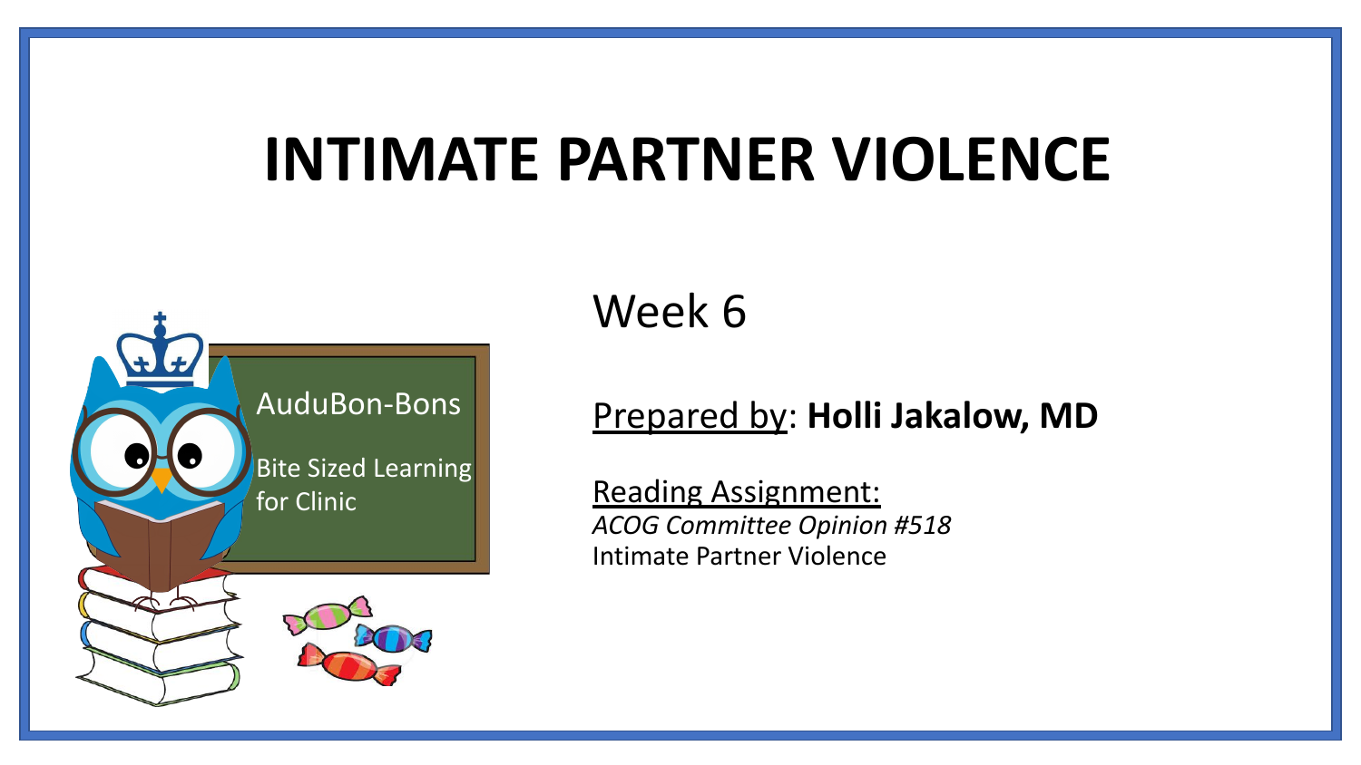# INTIMATE PARTNER VIOLENCE

AuduBon-Bons

Bite Sized Learning for Clinic

Week 6

Prepared by: **Holli Jakalow, MD**

Reading Assignment:
*ACOG Committee Opinion #518*
Intimate Partner Violence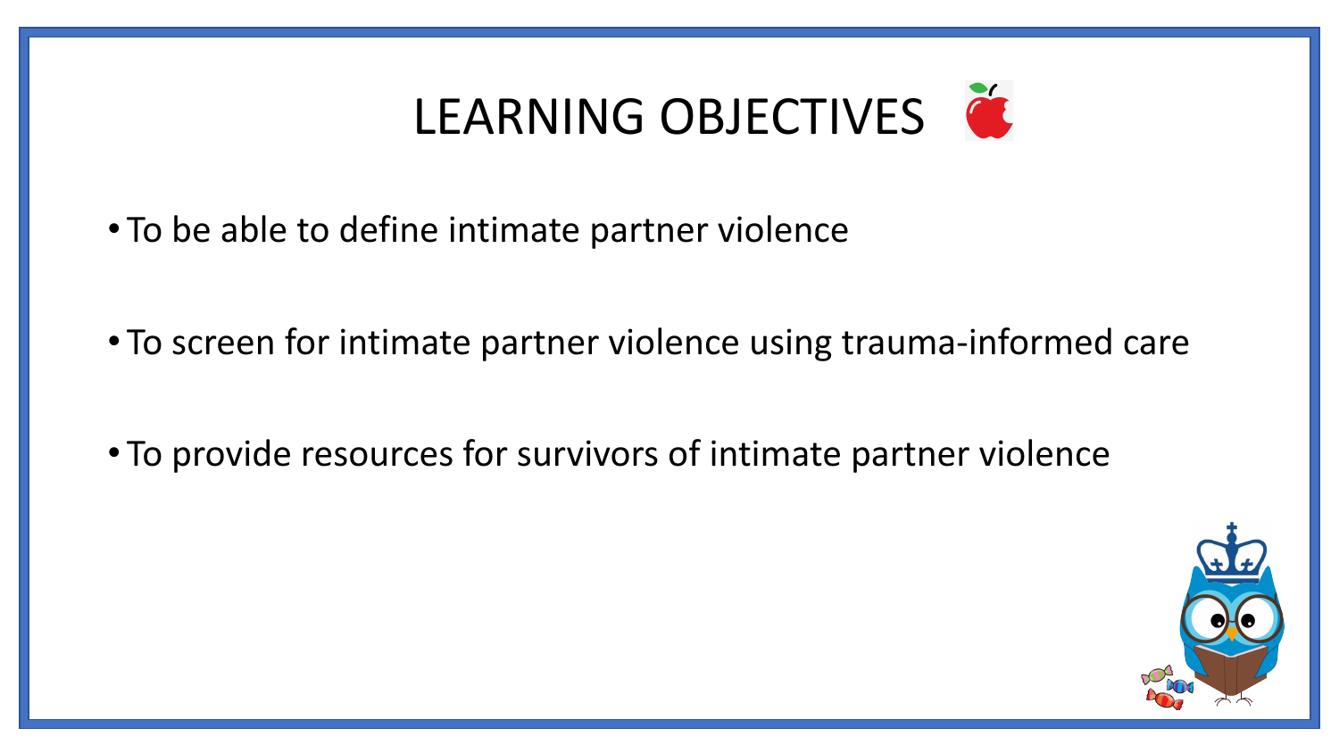# LEARNING OBJECTIVES

- To be able to define intimate partner violence
- To screen for intimate partner violence using trauma-informed care
- To provide resources for survivors of intimate partner violence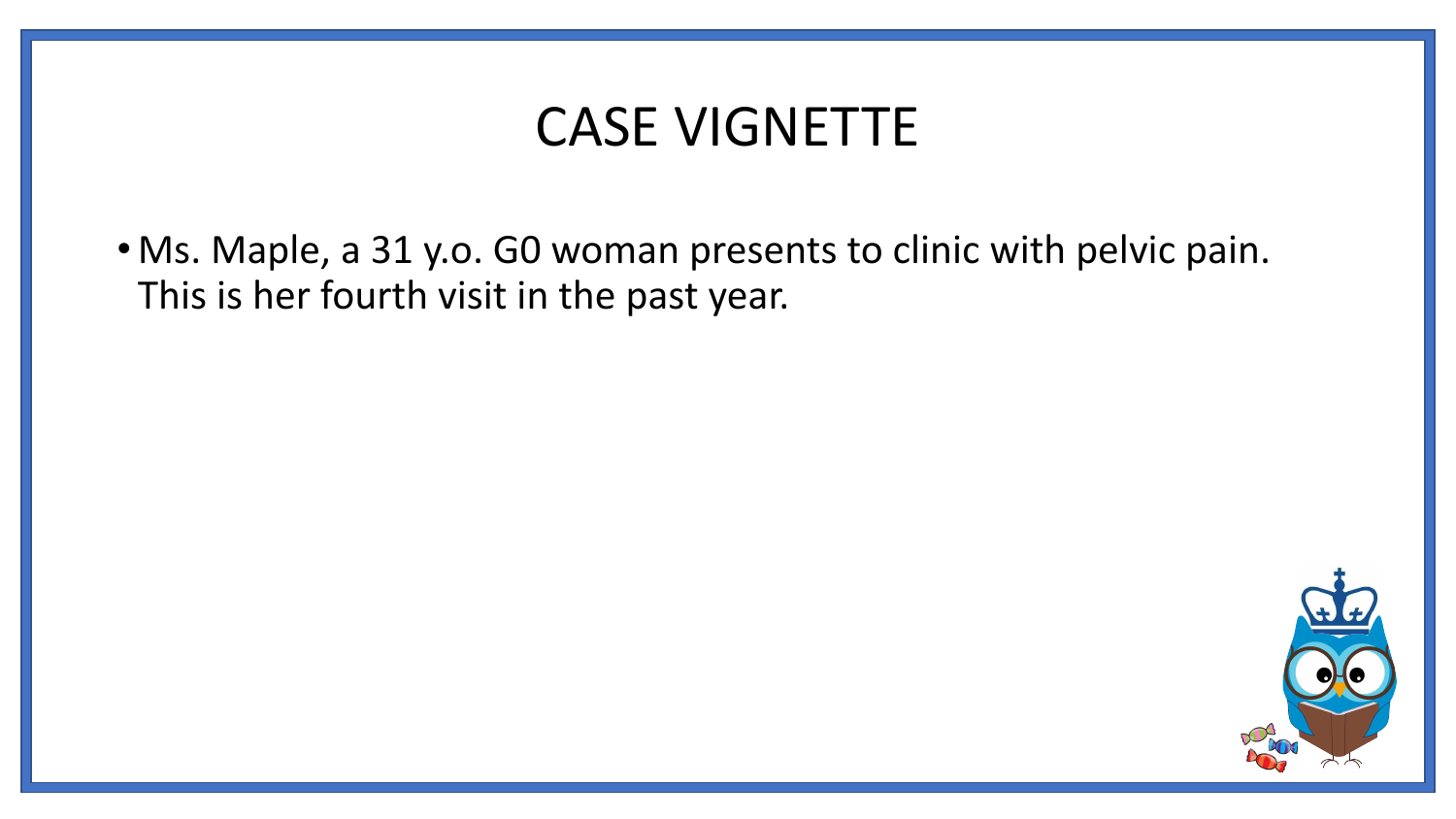# CASE VIGNETTE

- Ms. Maple, a 31 y.o. G0 woman presents to clinic with pelvic pain. This is her fourth visit in the past year.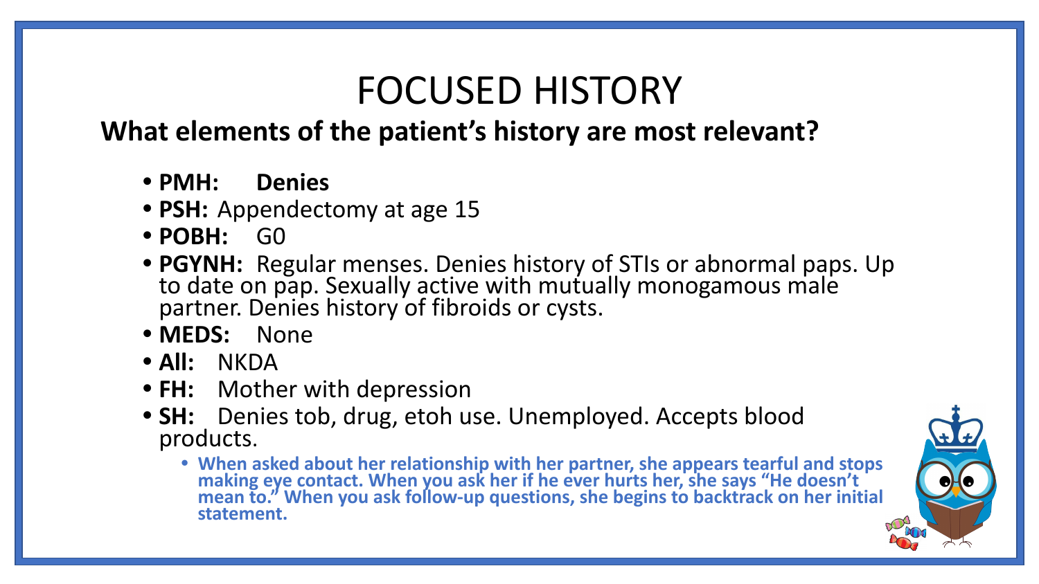# FOCUSED HISTORY

## What elements of the patient's history are most relevant?

- **PMH: Denies**
- **PSH:** Appendectomy at age 15
- **POBH:** G0
- **PGYNH:** Regular menses. Denies history of STIs or abnormal paps. Up to date on pap. Sexually active with mutually monogamous male partner. Denies history of fibroids or cysts.
- **MEDS:** None
- **All:** NKDA
- **FH:** Mother with depression
- **SH:** Denies tob, drug, etoh use. Unemployed. Accepts blood products.
  - **When asked about her relationship with her partner, she appears tearful and stops making eye contact. When you ask her if he ever hurts her, she says "He doesn't mean to." When you ask follow-up questions, she begins to backtrack on her initial statement.**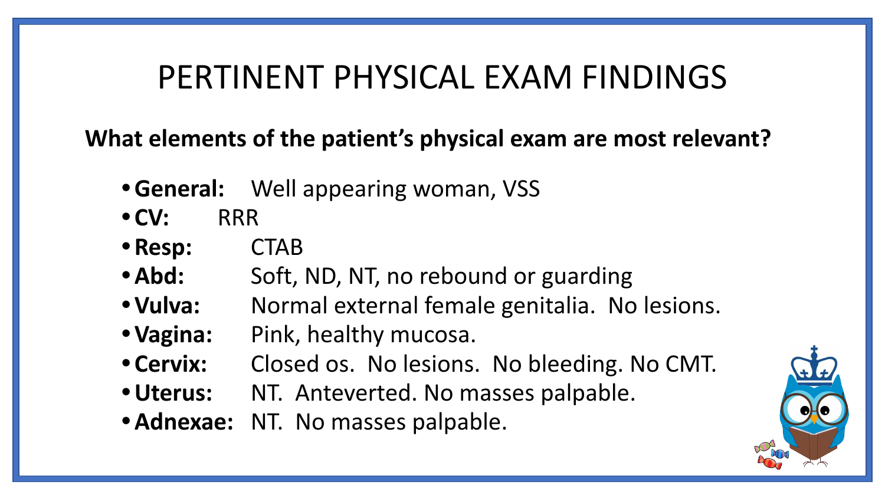# PERTINENT PHYSICAL EXAM FINDINGS

**What elements of the patient's physical exam are most relevant?**

- **General:** Well appearing woman, VSS
- **CV:** RRR
- **Resp:** CTAB
- **Abd:** Soft, ND, NT, no rebound or guarding
- **Vulva:** Normal external female genitalia. No lesions.
- **Vagina:** Pink, healthy mucosa.
- **Cervix:** Closed os. No lesions. No bleeding. No CMT.
- **Uterus:** NT. Anteverted. No masses palpable.
- **Adnexae:** NT. No masses palpable.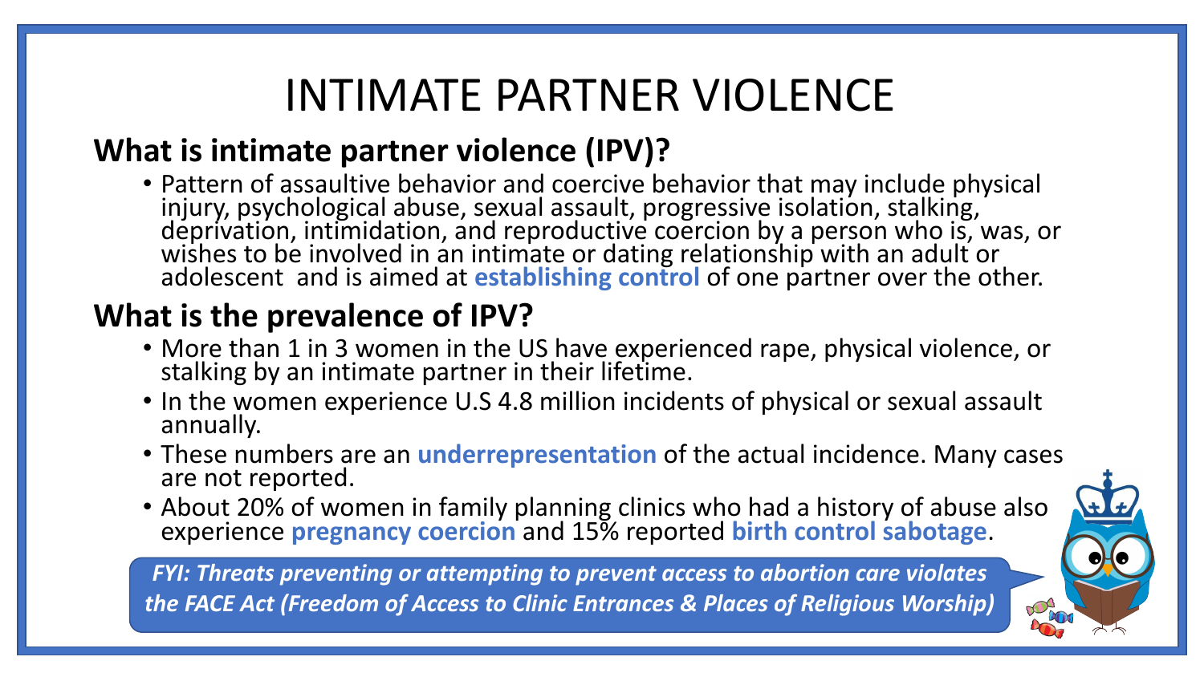# INTIMATE PARTNER VIOLENCE

## What is intimate partner violence (IPV)?

- Pattern of assaultive behavior and coercive behavior that may include physical injury, psychological abuse, sexual assault, progressive isolation, stalking, deprivation, intimidation, and reproductive coercion by a person who is, was, or wishes to be involved in an intimate or dating relationship with an adult or adolescent and is aimed at **establishing control** of one partner over the other.

## What is the prevalence of IPV?

- More than 1 in 3 women in the US have experienced rape, physical violence, or stalking by an intimate partner in their lifetime.
- In the women experience U.S 4.8 million incidents of physical or sexual assault annually.
- These numbers are an **underrepresentation** of the actual incidence. Many cases are not reported.
- About 20% of women in family planning clinics who had a history of abuse also experience **pregnancy coercion** and 15% reported **birth control sabotage**.

***FYI: Threats preventing or attempting to prevent access to abortion care violates the FACE Act (Freedom of Access to Clinic Entrances & Places of Religious Worship)***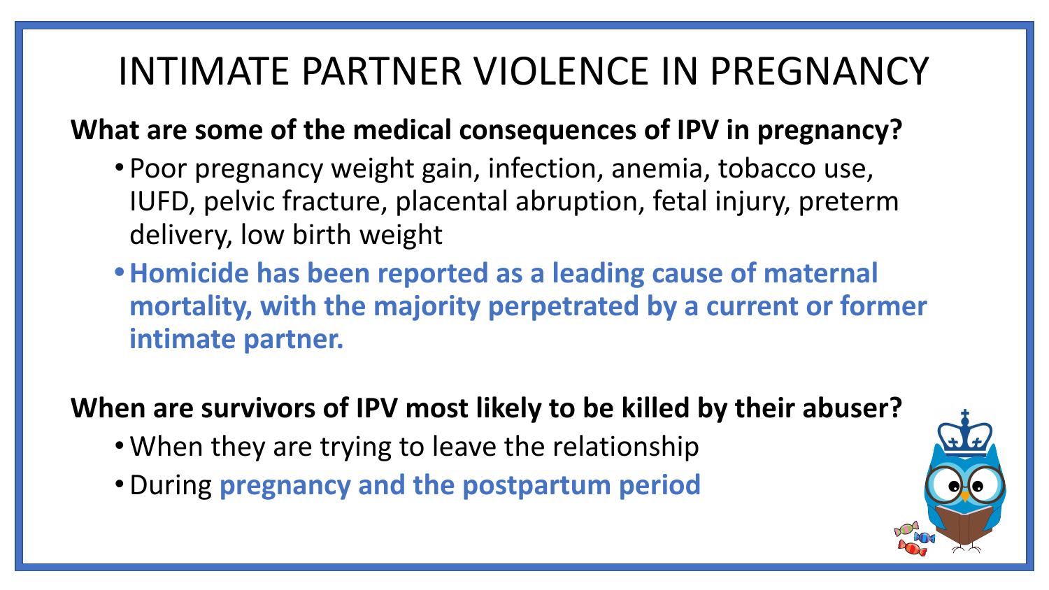# INTIMATE PARTNER VIOLENCE IN PREGNANCY

**What are some of the medical consequences of IPV in pregnancy?**

- Poor pregnancy weight gain, infection, anemia, tobacco use, IUFD, pelvic fracture, placental abruption, fetal injury, preterm delivery, low birth weight
- **Homicide has been reported as a leading cause of maternal mortality, with the majority perpetrated by a current or former intimate partner.**

**When are survivors of IPV most likely to be killed by their abuser?**

- When they are trying to leave the relationship
- During **pregnancy and the postpartum period**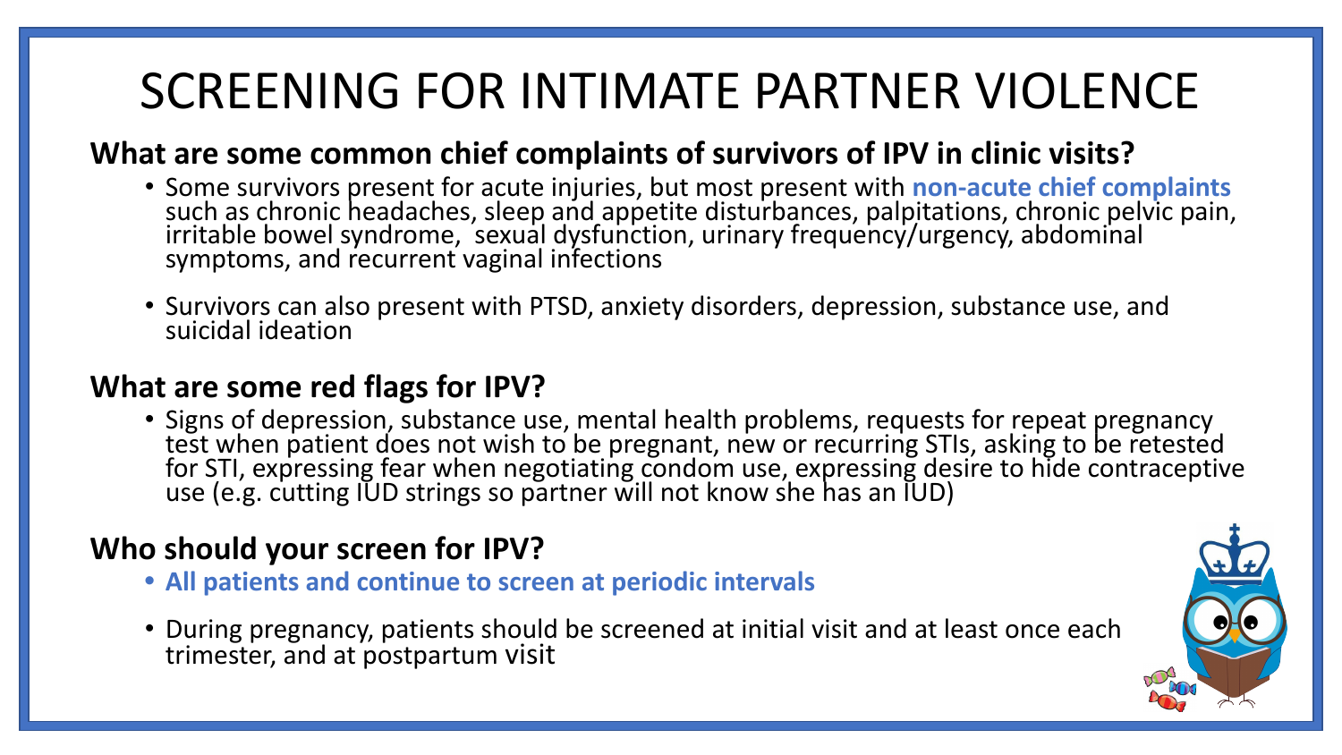# SCREENING FOR INTIMATE PARTNER VIOLENCE

## What are some common chief complaints of survivors of IPV in clinic visits?

- Some survivors present for acute injuries, but most present with **non-acute chief complaints** such as chronic headaches, sleep and appetite disturbances, palpitations, chronic pelvic pain, irritable bowel syndrome, sexual dysfunction, urinary frequency/urgency, abdominal symptoms, and recurrent vaginal infections
- Survivors can also present with PTSD, anxiety disorders, depression, substance use, and suicidal ideation

## What are some red flags for IPV?

- Signs of depression, substance use, mental health problems, requests for repeat pregnancy test when patient does not wish to be pregnant, new or recurring STIs, asking to be retested for STI, expressing fear when negotiating condom use, expressing desire to hide contraceptive use (e.g. cutting IUD strings so partner will not know she has an IUD)

## Who should your screen for IPV?

- **All patients and continue to screen at periodic intervals**
- During pregnancy, patients should be screened at initial visit and at least once each trimester, and at postpartum visit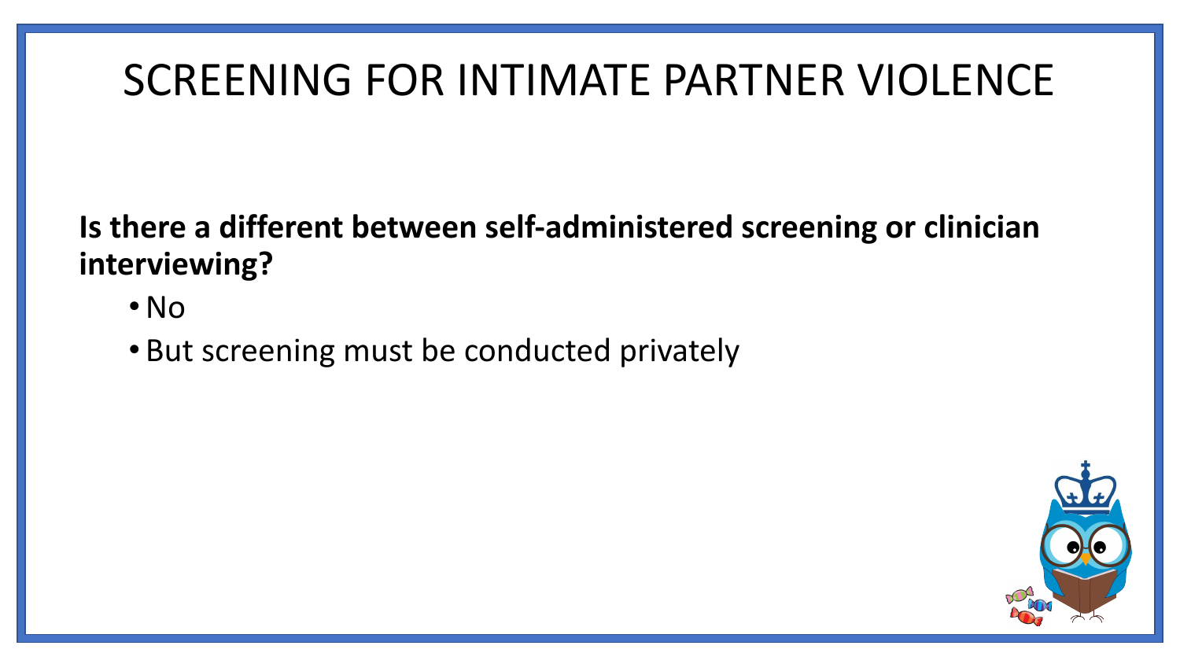# SCREENING FOR INTIMATE PARTNER VIOLENCE

**Is there a different between self-administered screening or clinician interviewing?**

- No
- But screening must be conducted privately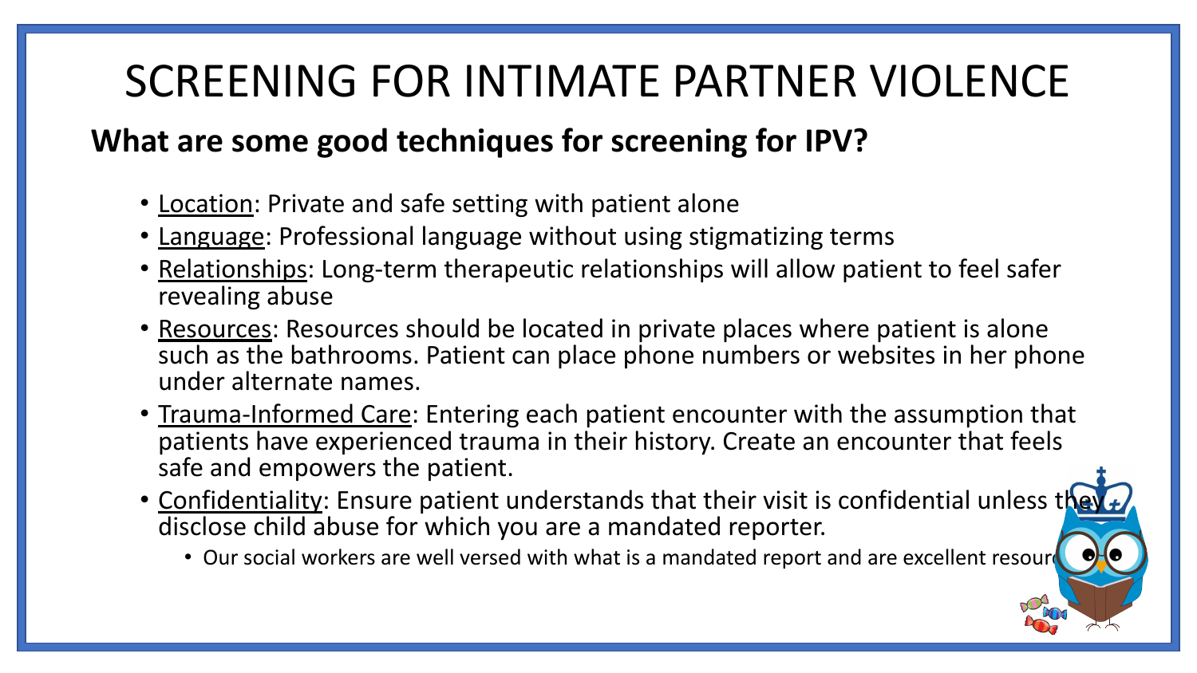# SCREENING FOR INTIMATE PARTNER VIOLENCE

## What are some good techniques for screening for IPV?

- Location: Private and safe setting with patient alone
- Language: Professional language without using stigmatizing terms
- Relationships: Long-term therapeutic relationships will allow patient to feel safer revealing abuse
- Resources: Resources should be located in private places where patient is alone such as the bathrooms. Patient can place phone numbers or websites in her phone under alternate names.
- Trauma-Informed Care: Entering each patient encounter with the assumption that patients have experienced trauma in their history. Create an encounter that feels safe and empowers the patient.
- Confidentiality: Ensure patient understands that their visit is confidential unless they disclose child abuse for which you are a mandated reporter.
  - Our social workers are well versed with what is a mandated report and are excellent resourc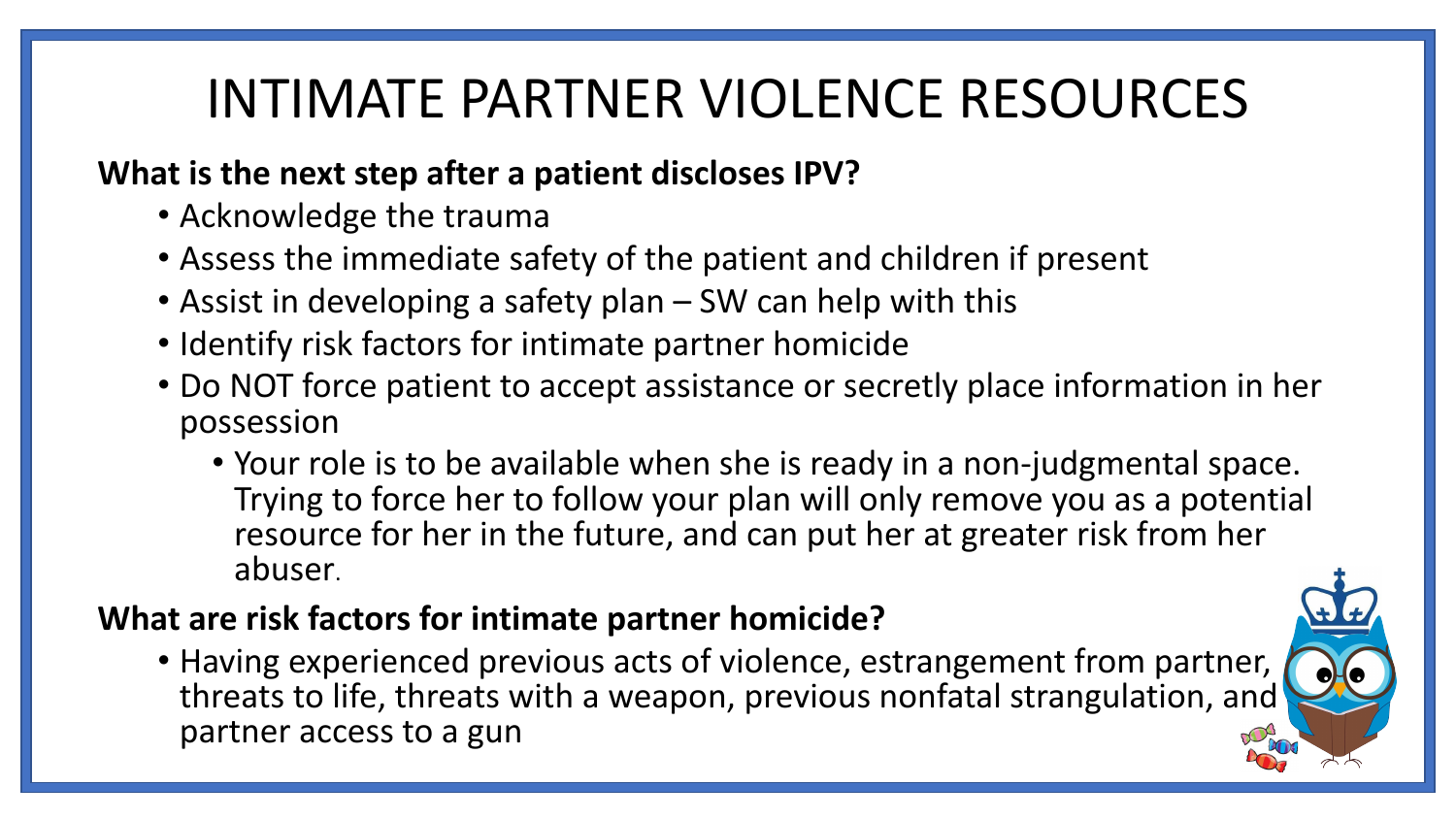# INTIMATE PARTNER VIOLENCE RESOURCES

**What is the next step after a patient discloses IPV?**

- Acknowledge the trauma
- Assess the immediate safety of the patient and children if present
- Assist in developing a safety plan – SW can help with this
- Identify risk factors for intimate partner homicide
- Do NOT force patient to accept assistance or secretly place information in her possession
  - Your role is to be available when she is ready in a non-judgmental space. Trying to force her to follow your plan will only remove you as a potential resource for her in the future, and can put her at greater risk from her abuser.

**What are risk factors for intimate partner homicide?**

- Having experienced previous acts of violence, estrangement from partner, threats to life, threats with a weapon, previous nonfatal strangulation, and partner access to a gun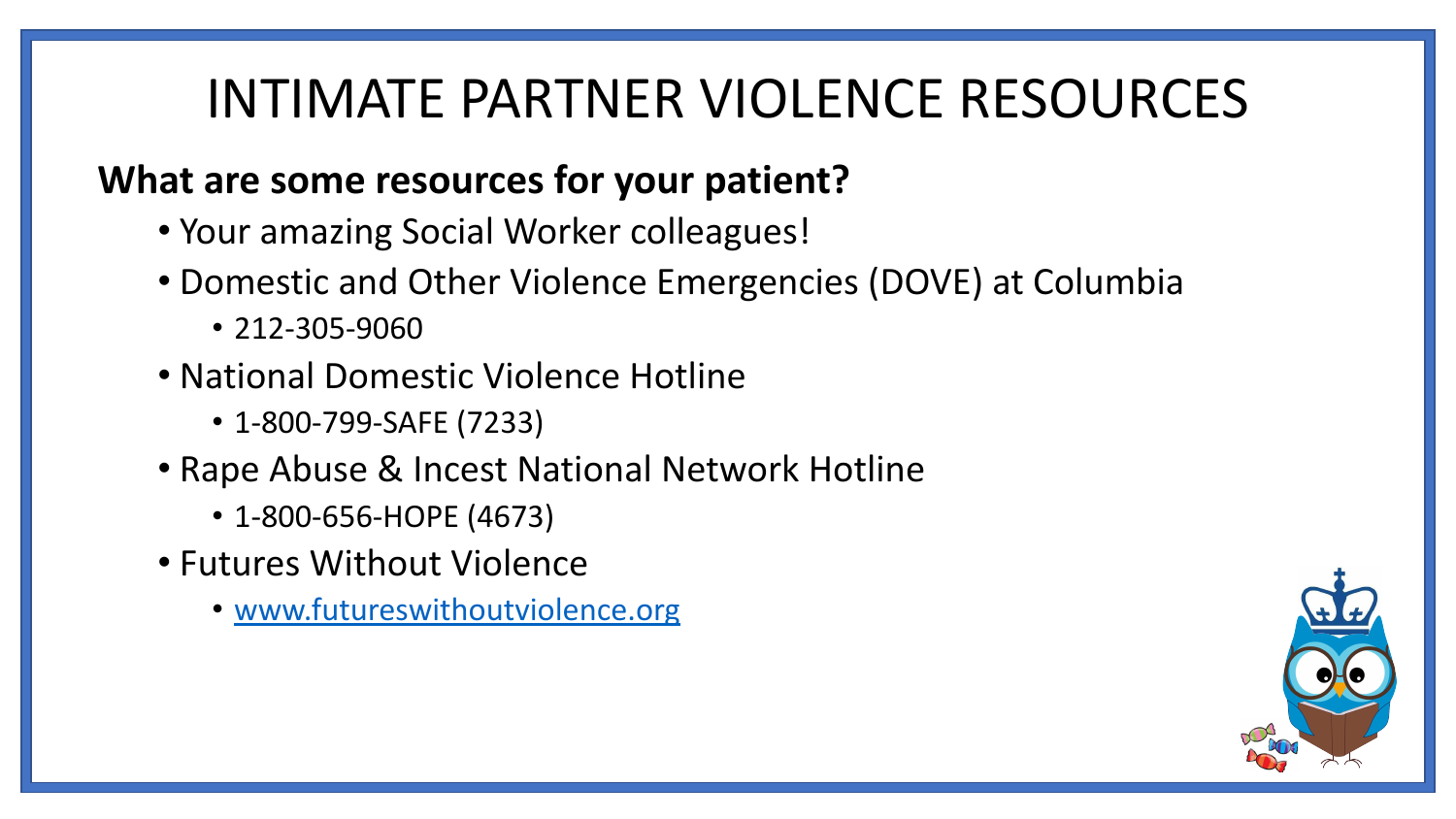# INTIMATE PARTNER VIOLENCE RESOURCES

**What are some resources for your patient?**

- Your amazing Social Worker colleagues!
- Domestic and Other Violence Emergencies (DOVE) at Columbia
  - 212-305-9060
- National Domestic Violence Hotline
  - 1-800-799-SAFE (7233)
- Rape Abuse & Incest National Network Hotline
  - 1-800-656-HOPE (4673)
- Futures Without Violence
  - [www.futureswithoutviolence.org](http://www.futureswithoutviolence.org)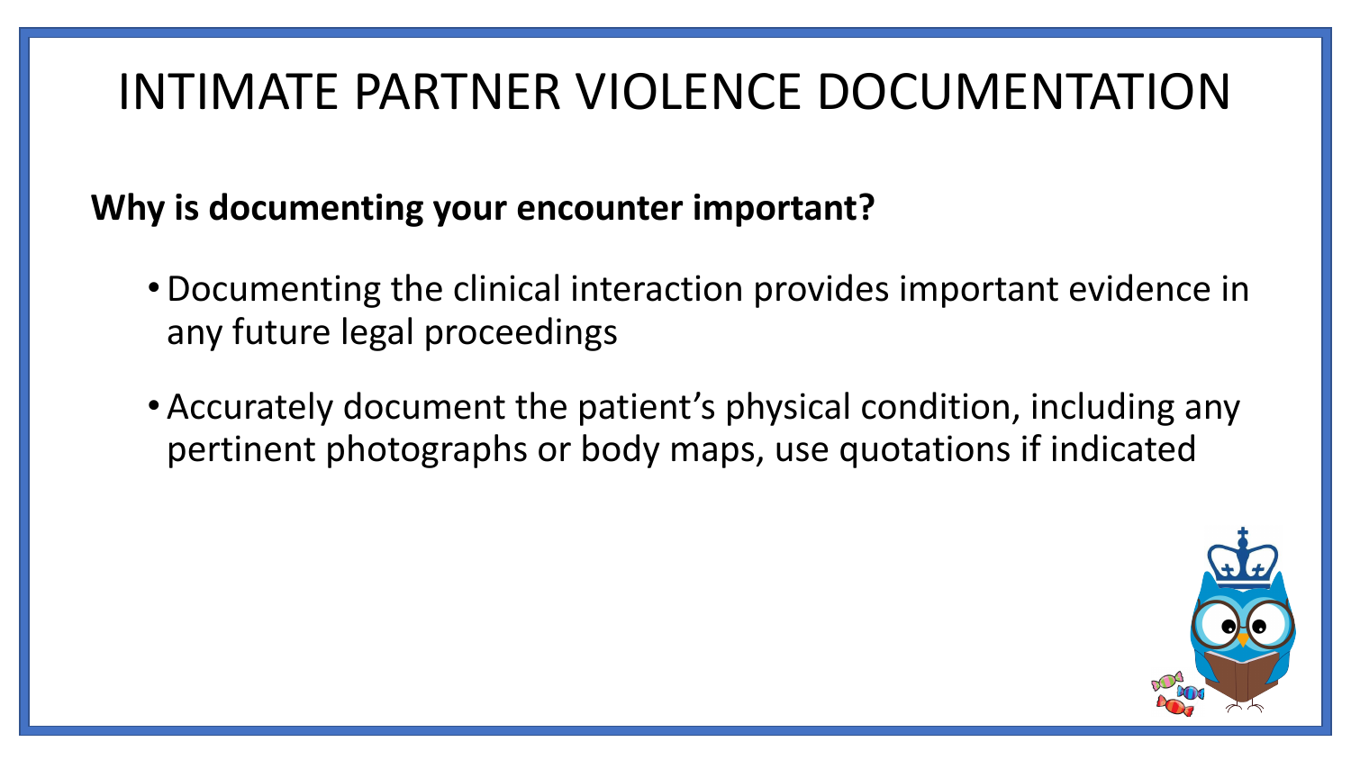# INTIMATE PARTNER VIOLENCE DOCUMENTATION

**Why is documenting your encounter important?**

- Documenting the clinical interaction provides important evidence in any future legal proceedings
- Accurately document the patient's physical condition, including any pertinent photographs or body maps, use quotations if indicated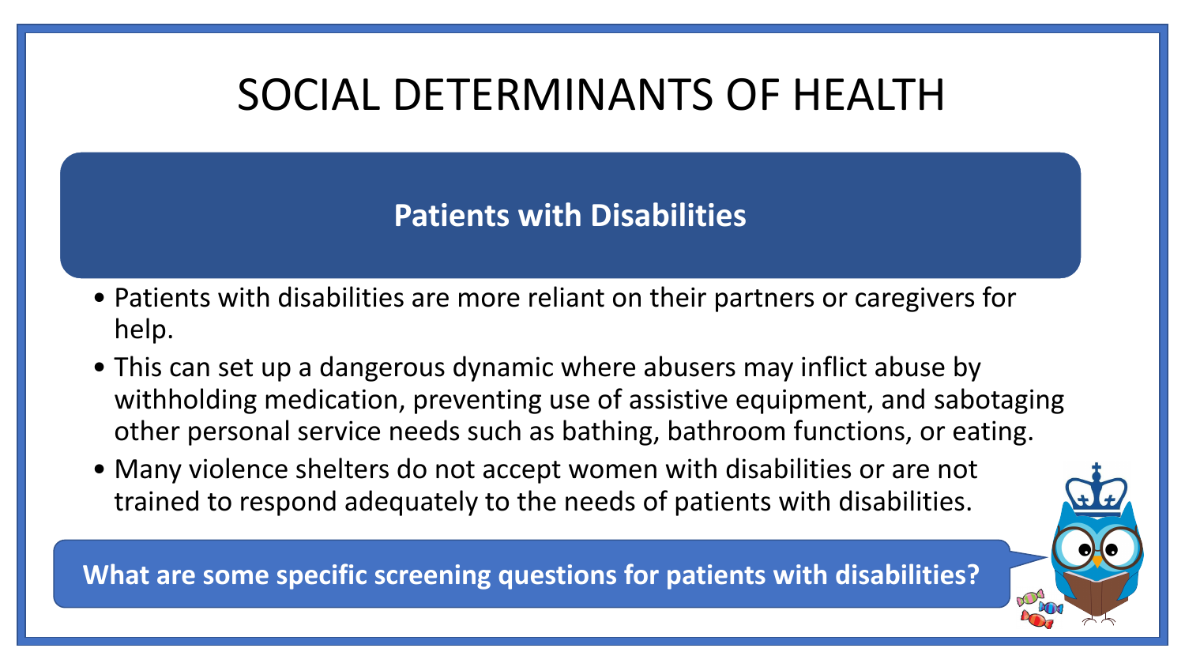# SOCIAL DETERMINANTS OF HEALTH

## Patients with Disabilities

- Patients with disabilities are more reliant on their partners or caregivers for help.
- This can set up a dangerous dynamic where abusers may inflict abuse by withholding medication, preventing use of assistive equipment, and sabotaging other personal service needs such as bathing, bathroom functions, or eating.
- Many violence shelters do not accept women with disabilities or are not trained to respond adequately to the needs of patients with disabilities.

**What are some specific screening questions for patients with disabilities?**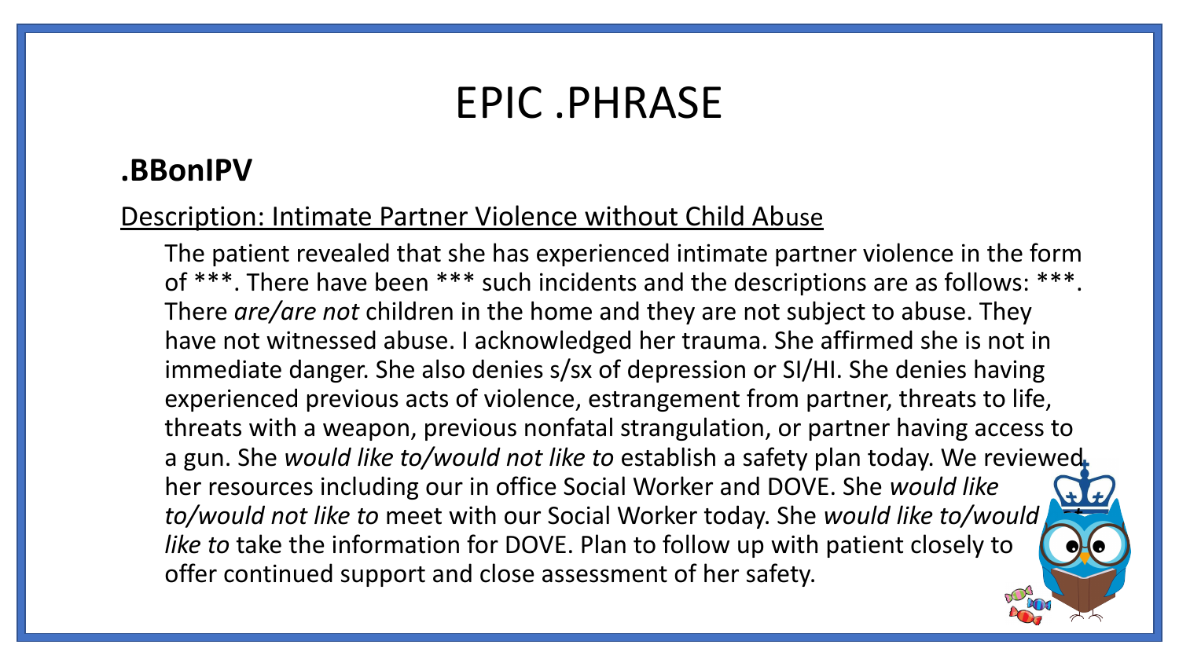# EPIC .PHRASE

## .BBonIPV

Description: Intimate Partner Violence without Child Abuse

The patient revealed that she has experienced intimate partner violence in the form of ***. There have been *** such incidents and the descriptions are as follows: ***. There *are/are not* children in the home and they are not subject to abuse. They have not witnessed abuse. I acknowledged her trauma. She affirmed she is not in immediate danger. She also denies s/sx of depression or SI/HI. She denies having experienced previous acts of violence, estrangement from partner, threats to life, threats with a weapon, previous nonfatal strangulation, or partner having access to a gun. She *would like to/would not like to* establish a safety plan today. We reviewed her resources including our in office Social Worker and DOVE. She *would like to/would not like to* meet with our Social Worker today. She *would like to/would like to* take the information for DOVE. Plan to follow up with patient closely to offer continued support and close assessment of her safety.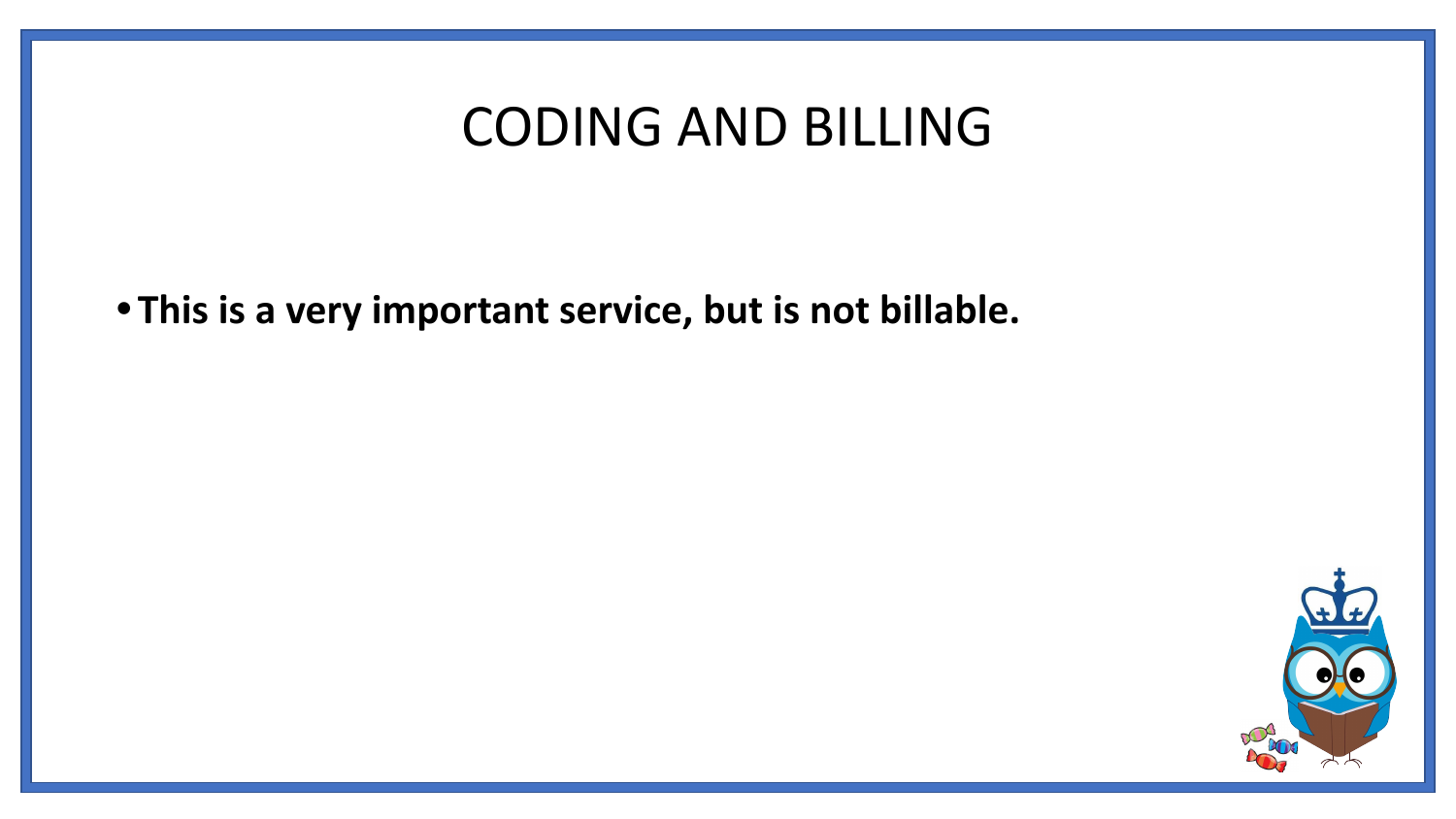# CODING AND BILLING

- **This is a very important service, but is not billable.**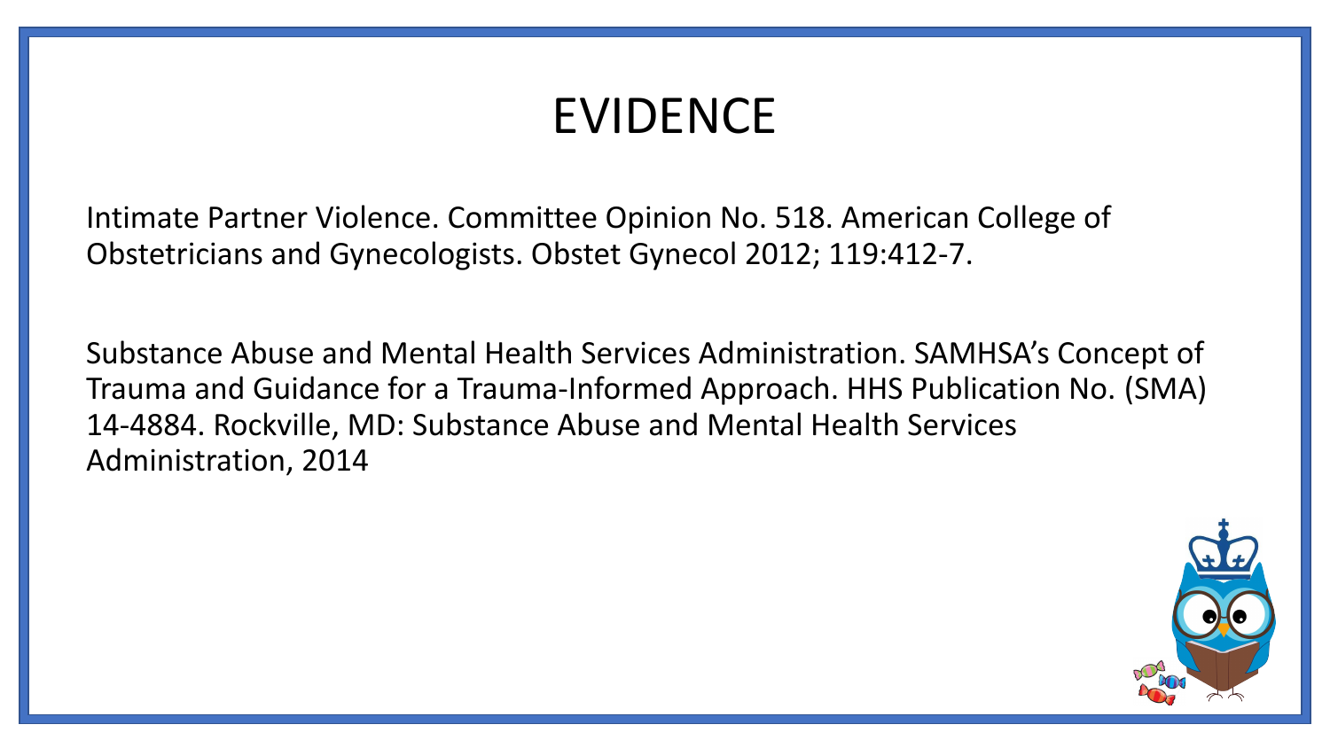# EVIDENCE

Intimate Partner Violence. Committee Opinion No. 518. American College of Obstetricians and Gynecologists. Obstet Gynecol 2012; 119:412-7.

Substance Abuse and Mental Health Services Administration. SAMHSA's Concept of Trauma and Guidance for a Trauma-Informed Approach. HHS Publication No. (SMA) 14-4884. Rockville, MD: Substance Abuse and Mental Health Services Administration, 2014